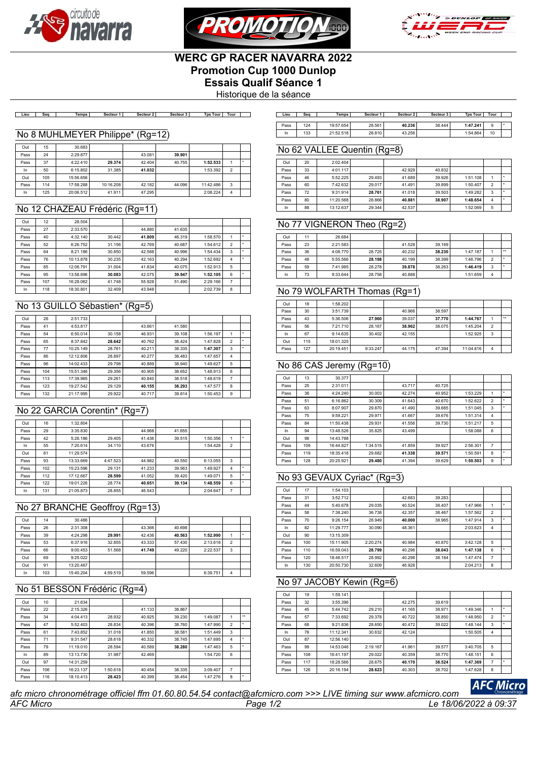# WERC GP RACER NAVARRA 2022

## Promotion Cup 1000 Dunlop

## Essais Qualif Séance 1

Historique de la séance

### No 8 MUHLMEYER Philippe* (Rg=12)

| Lieu | Seq | Temps | Secteur 1 | Secteur 2 | Secteur 3 | Tps Tour | Tour | |
|---|---|---|---|---|---|---|---|---|
| Out | 15 | 30.683 | | | | | | |
| Pass | 24 | 2:29.877 | | 43.081 | 39.901 | | | |
| Pass | 37 | 4:22.410 | 29.374 | 42.404 | 40.755 | 1:52.533 | 1 | * |
| In | 50 | 6:15.802 | 31.385 | 41.032 | | 1:53.392 | 2 | |
| Out | 105 | 15:56.656 | | | | | | |
| Pass | 114 | 17:58.288 | 10:16.208 | 42.182 | 44.096 | 11:42.486 | 3 | |
| In | 125 | 20:06.512 | 41.911 | 47.295 | | 2:08.224 | 4 | |

### No 12 CHAZEAU Frédéric (Rg=11)

| Lieu | Seq | Temps | Secteur 1 | Secteur 2 | Secteur 3 | Tps Tour | Tour | |
|---|---|---|---|---|---|---|---|---|
| Out | 12 | 28.504 | | | | | | |
| Pass | 27 | 2:33.570 | | 44.880 | 41.635 | | | |
| Pass | 40 | 4:32.140 | 30.442 | 41.809 | 46.319 | 1:58.570 | 1 | * |
| Pass | 52 | 6:26.752 | 31.156 | 42.769 | 40.687 | 1:54.612 | 2 | * |
| Pass | 64 | 8:21.186 | 30.850 | 42.588 | 40.996 | 1:54.434 | 3 | * |
| Pass | 76 | 10:13.878 | 30.235 | 42.163 | 40.294 | 1:52.692 | 4 | * |
| Pass | 85 | 12:06.791 | 31.004 | 41.834 | 40.075 | 1:52.913 | 5 | |
| Pass | 95 | 13:58.896 | 30.083 | 42.075 | 39.947 | 1:52.105 | 6 | * |
| Pass | 107 | 16:28.062 | 41.748 | 55.928 | 51.490 | 2:29.166 | 7 | |
| In | 118 | 18:30.801 | 32.409 | 43.948 | | 2:02.739 | 8 | |

### No 13 GUILLO Sébastien* (Rg=5)

| Lieu | Seq | Temps | Secteur 1 | Secteur 2 | Secteur 3 | Tps Tour | Tour | |
|---|---|---|---|---|---|---|---|---|
| Out | 28 | 2:51.733 | | | | | | |
| Pass | 41 | 4:53.817 | | 43.661 | 41.580 | | | |
| Pass | 54 | 6:50.014 | 30.158 | 46.931 | 39.108 | 1:56.197 | 1 | * |
| Pass | 65 | 8:37.842 | 28.642 | 40.762 | 38.424 | 1:47.828 | 2 | * |
| Pass | 77 | 10:25.149 | 28.761 | 40.211 | 38.335 | 1:47.307 | 3 | * |
| Pass | 86 | 12:12.806 | 28.897 | 40.277 | 38.483 | 1:47.657 | 4 | |
| Pass | 96 | 14:02.433 | 29.798 | 40.889 | 38.940 | 1:49.627 | 5 | |
| Pass | 104 | 15:51.346 | 29.356 | 40.905 | 38.652 | 1:48.913 | 6 | |
| Pass | 113 | 17:39.965 | 29.261 | 40.840 | 38.518 | 1:48.619 | 7 | |
| Pass | 123 | 19:27.542 | 29.129 | 40.155 | 38.293 | 1:47.577 | 8 | |
| Pass | 132 | 21:17.995 | 29.922 | 40.717 | 39.814 | 1:50.453 | 9 | |

### No 22 GARCIA Corentin* (Rg=7)

| Lieu | Seq | Temps | Secteur 1 | Secteur 2 | Secteur 3 | Tps Tour | Tour | |
|---|---|---|---|---|---|---|---|---|
| Out | 16 | 1:32.804 | | | | | | |
| Pass | 29 | 3:35.830 | | 44.968 | 41.655 | | | |
| Pass | 42 | 5:26.186 | 29.405 | 41.436 | 39.515 | 1:50.356 | 1 | * |
| In | 55 | 7:20.614 | 34.110 | 43.676 | | 1:54.428 | 2 | |
| Out | 81 | 11:29.574 | | | | | | |
| Pass | 93 | 13:33.669 | 4:47.523 | 44.982 | 40.550 | 6:13.055 | 3 | |
| Pass | 102 | 15:23.596 | 29.131 | 41.233 | 39.563 | 1:49.927 | 4 | * |
| Pass | 112 | 17:12.667 | 28.599 | 41.052 | 39.420 | 1:49.071 | 5 | * |
| Pass | 122 | 19:01.226 | 28.774 | 40.651 | 39.134 | 1:48.559 | 6 | * |
| In | 131 | 21:05.873 | 28.855 | 46.543 | | 2:04.647 | 7 | |

### No 27 BRANCHE Geoffroy (Rg=13)

| Lieu | Seq | Temps | Secteur 1 | Secteur 2 | Secteur 3 | Tps Tour | Tour | |
|---|---|---|---|---|---|---|---|---|
| Out | 14 | 30.486 | | | | | | |
| Pass | 26 | 2:31.308 | | 43.366 | 40.698 | | | |
| Pass | 39 | 4:24.298 | 29.991 | 42.436 | 40.563 | 1:52.990 | 1 | * |
| Pass | 53 | 6:37.916 | 32.855 | 43.333 | 57.430 | 2:13.618 | 2 | |
| Pass | 66 | 9:00.453 | 51.568 | 41.749 | 49.220 | 2:22.537 | 3 | |
| Out | 69 | 9:25.022 | | | | | | |
| Out | 91 | 13:20.467 | | | | | | |
| In | 103 | 15:40.204 | 4:59.519 | 59.596 | | 6:39.751 | 4 | |

### No 51 BESSON Frédéric (Rg=4)

| Lieu | Seq | Temps | Secteur 1 | Secteur 2 | Secteur 3 | Tps Tour | Tour | |
|---|---|---|---|---|---|---|---|---|
| Out | 10 | 21.634 | | | | | | |
| Pass | 22 | 2:15.326 | | 41.133 | 38.867 | | | |
| Pass | 34 | 4:04.413 | 28.932 | 40.925 | 39.230 | 1:49.087 | 1 | ** |
| Pass | 47 | 5:52.403 | 28.834 | 40.396 | 38.760 | 1:47.990 | 2 | * |
| Pass | 61 | 7:43.852 | 31.018 | 41.850 | 38.581 | 1:51.449 | 3 | |
| Pass | 71 | 9:31.547 | 28.618 | 40.332 | 38.745 | 1:47.695 | 4 | * |
| Pass | 79 | 11:19.010 | 28.594 | 40.589 | 38.280 | 1:47.463 | 5 | * |
| In | 89 | 13:13.730 | 31.987 | 42.469 | | 1:54.720 | 6 | |
| Out | 97 | 14:31.259 | | | | | | |
| Pass | 106 | 16:23.137 | 1:50.618 | 40.454 | 38.335 | 3:09.407 | 7 | |
| Pass | 116 | 18:10.413 | 28.423 | 40.399 | 38.454 | 1:47.276 | 8 | * |
| Pass | 124 | 19:57.654 | 28.561 | 40.236 | 38.444 | 1:47.241 | 9 | * |
| In | 133 | 21:52.518 | 28.810 | 43.256 | | 1:54.864 | 10 | |

### No 62 VALLEE Quentin (Rg=8)

| Lieu | Seq | Temps | Secteur 1 | Secteur 2 | Secteur 3 | Tps Tour | Tour | |
|---|---|---|---|---|---|---|---|---|
| Out | 20 | 2:02.404 | | | | | | |
| Pass | 33 | 4:01.117 | | 42.929 | 40.832 | | | |
| Pass | 46 | 5:52.225 | 29.493 | 41.689 | 39.926 | 1:51.108 | 1 | * |
| Pass | 60 | 7:42.632 | 29.017 | 41.491 | 39.899 | 1:50.407 | 2 | * |
| Pass | 72 | 9:31.914 | 28.761 | 41.018 | 39.503 | 1:49.282 | 3 | * |
| Pass | 80 | 11:20.568 | 28.866 | 40.881 | 38.907 | 1:48.654 | 4 | * |
| In | 88 | 13:12.637 | 29.344 | 42.537 | | 1:52.069 | 5 | |

### No 77 VIGNERON Theo (Rg=2)

| Lieu | Seq | Temps | Secteur 1 | Secteur 2 | Secteur 3 | Tps Tour | Tour | |
|---|---|---|---|---|---|---|---|---|
| Out | 11 | 26.684 | | | | | | |
| Pass | 23 | 2:21.583 | | 41.528 | 39.169 | | | |
| Pass | 36 | 4:08.770 | 28.725 | 40.232 | 38.230 | 1:47.187 | 1 | ** |
| Pass | 48 | 5:55.566 | 28.198 | 40.199 | 38.399 | 1:46.796 | 2 | * |
| Pass | 59 | 7:41.985 | 28.278 | 39.878 | 38.263 | 1:46.419 | 3 | * |
| In | 73 | 9:33.644 | 28.758 | 40.888 | | 1:51.659 | 4 | |

### No 79 WOLFARTH Thomas (Rg=1)

| Lieu | Seq | Temps | Secteur 1 | Secteur 2 | Secteur 3 | Tps Tour | Tour | |
|---|---|---|---|---|---|---|---|---|
| Out | 18 | 1:58.202 | | | | | | |
| Pass | 30 | 3:51.739 | | 40.966 | 38.597 | | | |
| Pass | 43 | 5:36.506 | 27.960 | 39.037 | 37.770 | 1:44.767 | 1 | ** |
| Pass | 56 | 7:21.710 | 28.167 | 38.962 | 38.075 | 1:45.204 | 2 | * |
| In | 67 | 9:14.635 | 30.402 | 42.155 | | 1:52.925 | 3 | |
| Out | 115 | 18:01.325 | | | | | | |
| Pass | 127 | 20:19.451 | 9:33.247 | 44.175 | 47.394 | 11:04.816 | 4 | |

### No 86 CAS Jeremy (Rg=10)

| Lieu | Seq | Temps | Secteur 1 | Secteur 2 | Secteur 3 | Tps Tour | Tour | |
|---|---|---|---|---|---|---|---|---|
| Out | 13 | 30.377 | | | | | | |
| Pass | 25 | 2:31.011 | | 43.717 | 40.725 | | | |
| Pass | 38 | 4:24.240 | 30.003 | 42.274 | 40.952 | 1:53.229 | 1 | * |
| Pass | 51 | 6:16.862 | 30.309 | 41.643 | 40.670 | 1:52.622 | 2 | * |
| Pass | 63 | 8:07.907 | 29.870 | 41.490 | 39.685 | 1:51.045 | 3 | * |
| Pass | 75 | 9:59.221 | 29.971 | 41.667 | 39.676 | 1:51.314 | 4 | |
| Pass | 84 | 11:50.438 | 29.931 | 41.556 | 39.730 | 1:51.217 | 5 | |
| In | 94 | 13:48.526 | 35.825 | 43.499 | | 1:58.088 | 6 | |
| Out | 98 | 14:43.788 | | | | | | |
| Pass | 109 | 16:44.827 | 1:34.515 | 41.859 | 39.927 | 2:56.301 | 7 | |
| Pass | 119 | 18:35.418 | 29.682 | 41.338 | 39.571 | 1:50.591 | 8 | * |
| Pass | 128 | 20:25.921 | 29.480 | 41.394 | 39.629 | 1:50.503 | 9 | * |

### No 93 GEVAUX Cyriac* (Rg=3)

| Lieu | Seq | Temps | Secteur 1 | Secteur 2 | Secteur 3 | Tps Tour | Tour | |
|---|---|---|---|---|---|---|---|---|
| Out | 17 | 1:54.103 | | | | | | |
| Pass | 31 | 3:52.712 | | 42.683 | 39.283 | | | |
| Pass | 44 | 5:40.678 | 29.035 | 40.524 | 38.407 | 1:47.966 | 1 | * |
| Pass | 58 | 7:38.240 | 36.738 | 42.357 | 38.467 | 1:57.562 | 2 | |
| Pass | 70 | 9:26.154 | 28.949 | 40.000 | 38.965 | 1:47.914 | 3 | * |
| In | 82 | 11:29.777 | 30.090 | 48.361 | | 2:03.623 | 4 | |
| Out | 90 | 13:15.309 | | | | | | |
| Pass | 100 | 15:11.205 | 2:20.274 | 40.984 | 40.870 | 3:42.128 | 5 | |
| Pass | 110 | 16:59.043 | 28.799 | 40.296 | 38.043 | 1:47.138 | 6 | * |
| Pass | 120 | 18:46.517 | 28.992 | 40.298 | 38.184 | 1:47.474 | 7 | |
| In | 130 | 20:50.730 | 32.609 | 46.928 | | 2:04.213 | 8 | |

### No 97 JACOBY Kewin (Rg=6)

| Lieu | Seq | Temps | Secteur 1 | Secteur 2 | Secteur 3 | Tps Tour | Tour | |
|---|---|---|---|---|---|---|---|---|
| Out | 19 | 1:59.141 | | | | | | |
| Pass | 32 | 3:55.396 | | 42.275 | 39.619 | | | |
| Pass | 45 | 5:44.742 | 29.210 | 41.165 | 38.971 | 1:49.346 | 1 | * |
| Pass | 57 | 7:33.692 | 29.378 | 40.722 | 38.850 | 1:48.950 | 2 | * |
| Pass | 68 | 9:21.836 | 28.650 | 40.472 | 39.022 | 1:48.144 | 3 | * |
| In | 78 | 11:12.341 | 30.632 | 42.124 | | 1:50.505 | 4 | |
| Out | 87 | 12:56.140 | | | | | | |
| Pass | 99 | 14:53.046 | 2:19.167 | 41.961 | 39.577 | 3:40.705 | 5 | |
| Pass | 108 | 16:41.197 | 29.022 | 40.359 | 38.770 | 1:48.151 | 6 | |
| Pass | 117 | 18:28.566 | 28.675 | 40.170 | 38.524 | 1:47.369 | 7 | * |
| Pass | 126 | 20:16.194 | 28.623 | 40.303 | 38.702 | 1:47.628 | 8 | |

*afc micro chronométrage officiel ffm 01.60.80.54.54 contact@afcmicro.com >>> LIVE timing sur www.afcmicro.com*

AFC Micro — Le 18/06/2022 à 09:37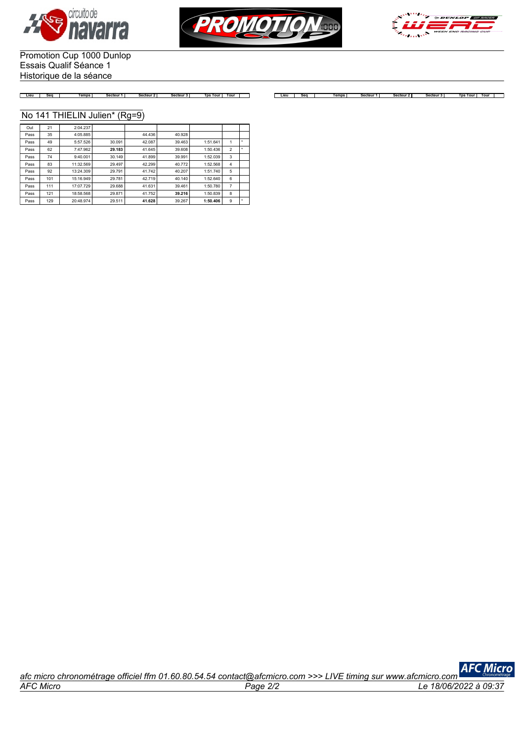Promotion Cup 1000 Dunlop
Essais Qualif Séance 1
Historique de la séance

## No 141 THIELIN Julien* (Rg=9)

| Lieu | Seq | Temps | Secteur 1 | Secteur 2 | Secteur 3 | Tps Tour | Tour | |
|---|---|---|---|---|---|---|---|---|
| Out | 21 | 2:04.237 | | | | | | |
| Pass | 35 | 4:05.885 | | 44.436 | 40.928 | | | |
| Pass | 49 | 5:57.526 | 30.091 | 42.087 | 39.463 | 1:51.641 | 1 | * |
| Pass | 62 | 7:47.962 | **29.183** | 41.645 | 39.608 | 1:50.436 | 2 | * |
| Pass | 74 | 9:40.001 | 30.149 | 41.899 | 39.991 | 1:52.039 | 3 | |
| Pass | 83 | 11:32.569 | 29.497 | 42.299 | 40.772 | 1:52.568 | 4 | |
| Pass | 92 | 13:24.309 | 29.791 | 41.742 | 40.207 | 1:51.740 | 5 | |
| Pass | 101 | 15:16.949 | 29.781 | 42.719 | 40.140 | 1:52.640 | 6 | |
| Pass | 111 | 17:07.729 | 29.688 | 41.631 | 39.461 | 1:50.780 | 7 | |
| Pass | 121 | 18:58.568 | 29.871 | 41.752 | **39.216** | 1:50.839 | 8 | |
| Pass | 129 | 20:48.974 | 29.511 | **41.628** | 39.267 | **1:50.406** | 9 | * |

*afc micro chronométrage officiel ffm 01.60.80.54.54 contact@afcmicro.com >>> LIVE timing sur www.afcmicro.com*

*AFC Micro* — *Le 18/06/2022 à 09:37*